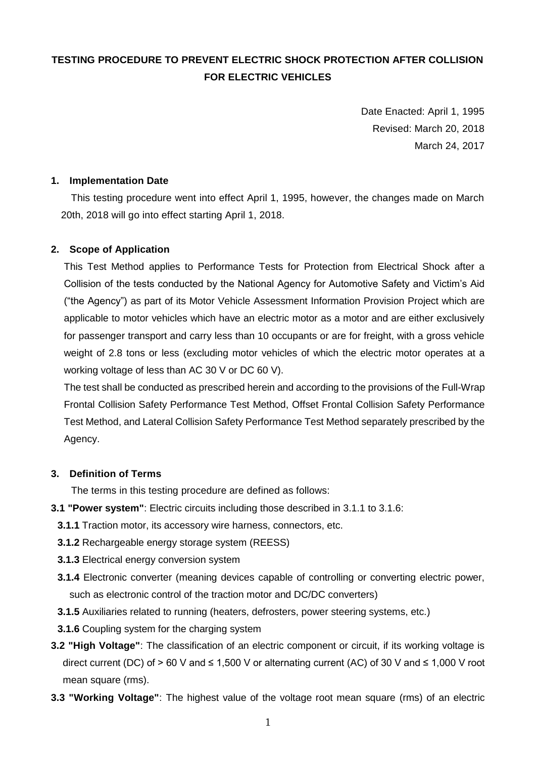# TESTING PROCEDURE TO PREVENT ELECTRIC SHOCK PROTECTION AFTER COLLISION FOR ELECTRIC VEHICLES

Date Enacted: April 1, 1995
Revised: March 20, 2018
March 24, 2017

## 1. Implementation Date

This testing procedure went into effect April 1, 1995, however, the changes made on March 20th, 2018 will go into effect starting April 1, 2018.

## 2. Scope of Application

This Test Method applies to Performance Tests for Protection from Electrical Shock after a Collision of the tests conducted by the National Agency for Automotive Safety and Victim's Aid ("the Agency") as part of its Motor Vehicle Assessment Information Provision Project which are applicable to motor vehicles which have an electric motor as a motor and are either exclusively for passenger transport and carry less than 10 occupants or are for freight, with a gross vehicle weight of 2.8 tons or less (excluding motor vehicles of which the electric motor operates at a working voltage of less than AC 30 V or DC 60 V).

The test shall be conducted as prescribed herein and according to the provisions of the Full-Wrap Frontal Collision Safety Performance Test Method, Offset Frontal Collision Safety Performance Test Method, and Lateral Collision Safety Performance Test Method separately prescribed by the Agency.

## 3. Definition of Terms

The terms in this testing procedure are defined as follows:

**3.1 "Power system"**: Electric circuits including those described in 3.1.1 to 3.1.6:

**3.1.1** Traction motor, its accessory wire harness, connectors, etc.

**3.1.2** Rechargeable energy storage system (REESS)

**3.1.3** Electrical energy conversion system

**3.1.4** Electronic converter (meaning devices capable of controlling or converting electric power, such as electronic control of the traction motor and DC/DC converters)

**3.1.5** Auxiliaries related to running (heaters, defrosters, power steering systems, etc.)

**3.1.6** Coupling system for the charging system

**3.2 "High Voltage"**: The classification of an electric component or circuit, if its working voltage is direct current (DC) of > 60 V and ≤ 1,500 V or alternating current (AC) of 30 V and ≤ 1,000 V root mean square (rms).

**3.3 "Working Voltage"**: The highest value of the voltage root mean square (rms) of an electric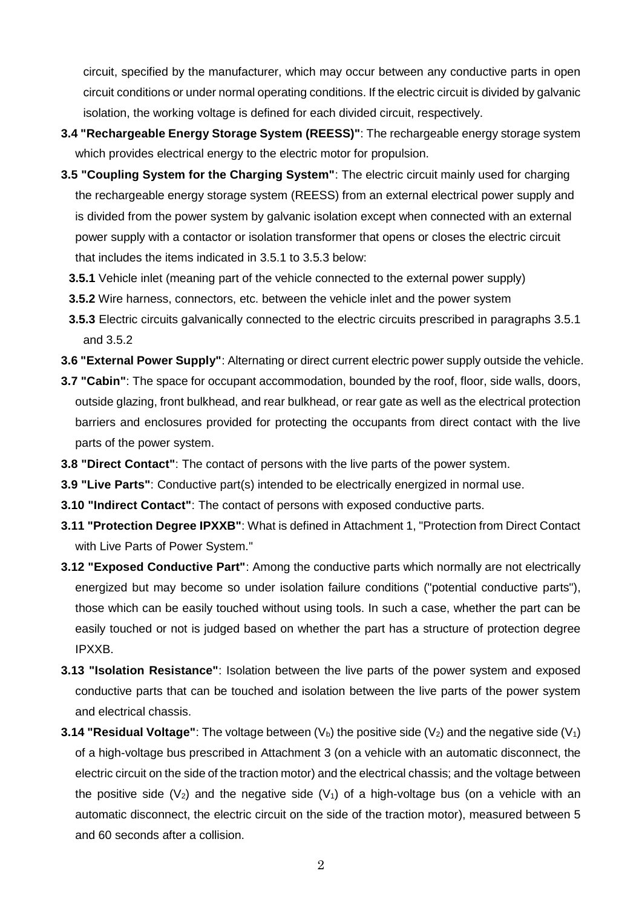circuit, specified by the manufacturer, which may occur between any conductive parts in open circuit conditions or under normal operating conditions. If the electric circuit is divided by galvanic isolation, the working voltage is defined for each divided circuit, respectively.

**3.4 "Rechargeable Energy Storage System (REESS)"**: The rechargeable energy storage system which provides electrical energy to the electric motor for propulsion.

**3.5 "Coupling System for the Charging System"**: The electric circuit mainly used for charging the rechargeable energy storage system (REESS) from an external electrical power supply and is divided from the power system by galvanic isolation except when connected with an external power supply with a contactor or isolation transformer that opens or closes the electric circuit that includes the items indicated in 3.5.1 to 3.5.3 below:

**3.5.1** Vehicle inlet (meaning part of the vehicle connected to the external power supply)

**3.5.2** Wire harness, connectors, etc. between the vehicle inlet and the power system

**3.5.3** Electric circuits galvanically connected to the electric circuits prescribed in paragraphs 3.5.1 and 3.5.2

**3.6 "External Power Supply"**: Alternating or direct current electric power supply outside the vehicle.

**3.7 "Cabin"**: The space for occupant accommodation, bounded by the roof, floor, side walls, doors, outside glazing, front bulkhead, and rear bulkhead, or rear gate as well as the electrical protection barriers and enclosures provided for protecting the occupants from direct contact with the live parts of the power system.

**3.8 "Direct Contact"**: The contact of persons with the live parts of the power system.

**3.9 "Live Parts"**: Conductive part(s) intended to be electrically energized in normal use.

**3.10 "Indirect Contact"**: The contact of persons with exposed conductive parts.

**3.11 "Protection Degree IPXXB"**: What is defined in Attachment 1, "Protection from Direct Contact with Live Parts of Power System."

**3.12 "Exposed Conductive Part"**: Among the conductive parts which normally are not electrically energized but may become so under isolation failure conditions ("potential conductive parts"), those which can be easily touched without using tools. In such a case, whether the part can be easily touched or not is judged based on whether the part has a structure of protection degree IPXXB.

**3.13 "Isolation Resistance"**: Isolation between the live parts of the power system and exposed conductive parts that can be touched and isolation between the live parts of the power system and electrical chassis.

**3.14 "Residual Voltage"**: The voltage between ($V_b$) the positive side ($V_2$) and the negative side ($V_1$) of a high-voltage bus prescribed in Attachment 3 (on a vehicle with an automatic disconnect, the electric circuit on the side of the traction motor) and the electrical chassis; and the voltage between the positive side ($V_2$) and the negative side ($V_1$) of a high-voltage bus (on a vehicle with an automatic disconnect, the electric circuit on the side of the traction motor), measured between 5 and 60 seconds after a collision.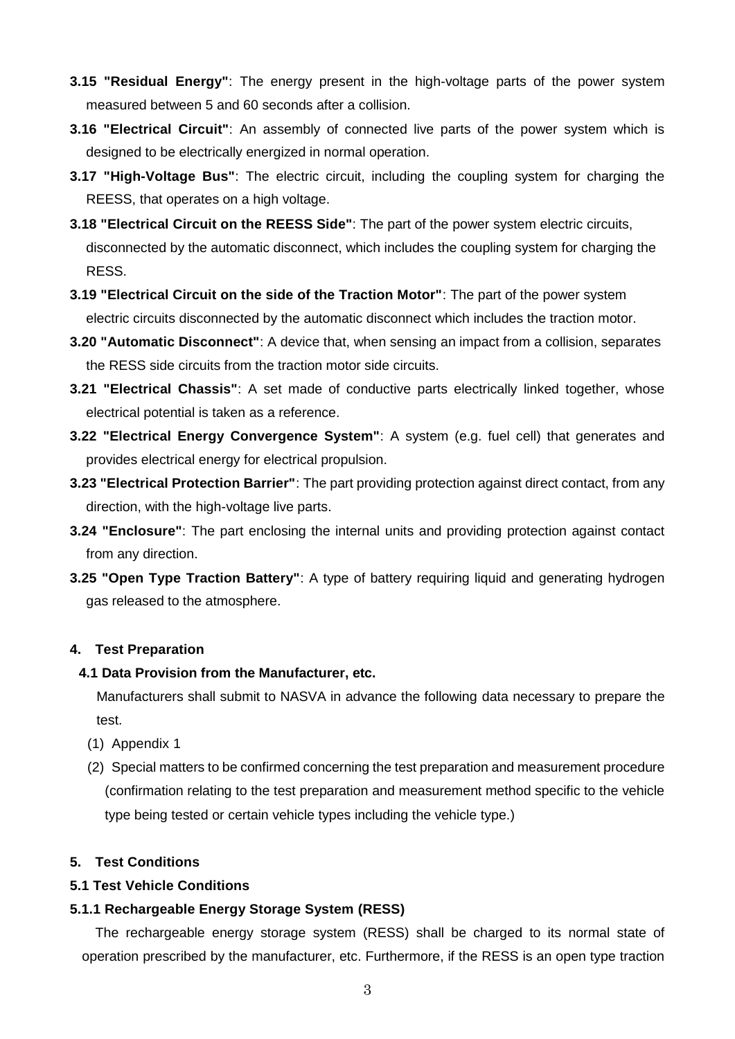**3.15 "Residual Energy"**: The energy present in the high-voltage parts of the power system measured between 5 and 60 seconds after a collision.

**3.16 "Electrical Circuit"**: An assembly of connected live parts of the power system which is designed to be electrically energized in normal operation.

**3.17 "High-Voltage Bus"**: The electric circuit, including the coupling system for charging the REESS, that operates on a high voltage.

**3.18 "Electrical Circuit on the REESS Side"**: The part of the power system electric circuits, disconnected by the automatic disconnect, which includes the coupling system for charging the RESS.

**3.19 "Electrical Circuit on the side of the Traction Motor"**: The part of the power system electric circuits disconnected by the automatic disconnect which includes the traction motor.

**3.20 "Automatic Disconnect"**: A device that, when sensing an impact from a collision, separates the RESS side circuits from the traction motor side circuits.

**3.21 "Electrical Chassis"**: A set made of conductive parts electrically linked together, whose electrical potential is taken as a reference.

**3.22 "Electrical Energy Convergence System"**: A system (e.g. fuel cell) that generates and provides electrical energy for electrical propulsion.

**3.23 "Electrical Protection Barrier"**: The part providing protection against direct contact, from any direction, with the high-voltage live parts.

**3.24 "Enclosure"**: The part enclosing the internal units and providing protection against contact from any direction.

**3.25 "Open Type Traction Battery"**: A type of battery requiring liquid and generating hydrogen gas released to the atmosphere.

## 4. Test Preparation

### 4.1 Data Provision from the Manufacturer, etc.

Manufacturers shall submit to NASVA in advance the following data necessary to prepare the test.

(1) Appendix 1

(2) Special matters to be confirmed concerning the test preparation and measurement procedure (confirmation relating to the test preparation and measurement method specific to the vehicle type being tested or certain vehicle types including the vehicle type.)

## 5. Test Conditions

### 5.1 Test Vehicle Conditions

#### 5.1.1 Rechargeable Energy Storage System (RESS)

The rechargeable energy storage system (RESS) shall be charged to its normal state of operation prescribed by the manufacturer, etc. Furthermore, if the RESS is an open type traction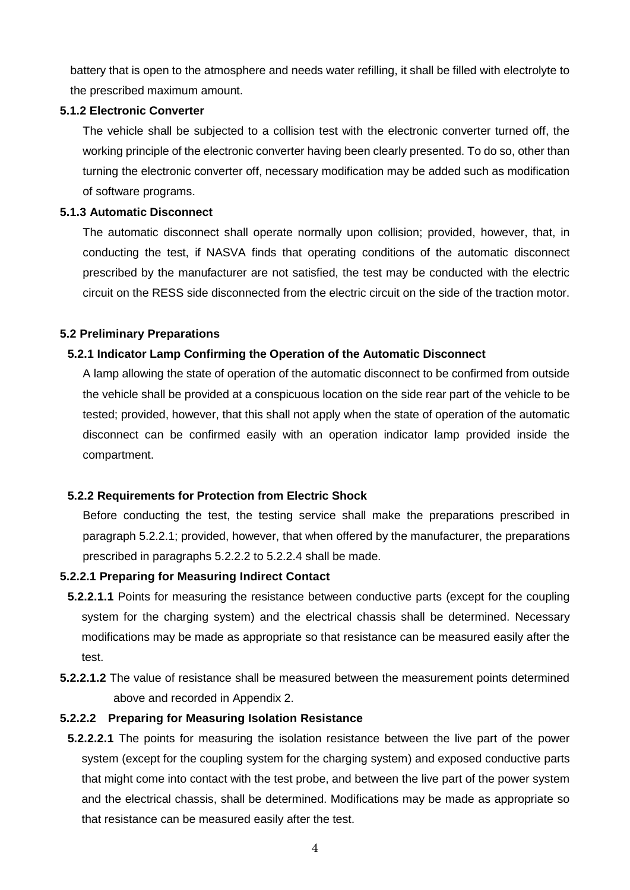battery that is open to the atmosphere and needs water refilling, it shall be filled with electrolyte to the prescribed maximum amount.

**5.1.2 Electronic Converter**

The vehicle shall be subjected to a collision test with the electronic converter turned off, the working principle of the electronic converter having been clearly presented. To do so, other than turning the electronic converter off, necessary modification may be added such as modification of software programs.

**5.1.3 Automatic Disconnect**

The automatic disconnect shall operate normally upon collision; provided, however, that, in conducting the test, if NASVA finds that operating conditions of the automatic disconnect prescribed by the manufacturer are not satisfied, the test may be conducted with the electric circuit on the RESS side disconnected from the electric circuit on the side of the traction motor.

**5.2 Preliminary Preparations**

**5.2.1 Indicator Lamp Confirming the Operation of the Automatic Disconnect**

A lamp allowing the state of operation of the automatic disconnect to be confirmed from outside the vehicle shall be provided at a conspicuous location on the side rear part of the vehicle to be tested; provided, however, that this shall not apply when the state of operation of the automatic disconnect can be confirmed easily with an operation indicator lamp provided inside the compartment.

**5.2.2 Requirements for Protection from Electric Shock**

Before conducting the test, the testing service shall make the preparations prescribed in paragraph 5.2.2.1; provided, however, that when offered by the manufacturer, the preparations prescribed in paragraphs 5.2.2.2 to 5.2.2.4 shall be made.

**5.2.2.1 Preparing for Measuring Indirect Contact**

**5.2.2.1.1** Points for measuring the resistance between conductive parts (except for the coupling system for the charging system) and the electrical chassis shall be determined. Necessary modifications may be made as appropriate so that resistance can be measured easily after the test.

**5.2.2.1.2** The value of resistance shall be measured between the measurement points determined above and recorded in Appendix 2.

**5.2.2.2 Preparing for Measuring Isolation Resistance**

**5.2.2.2.1** The points for measuring the isolation resistance between the live part of the power system (except for the coupling system for the charging system) and exposed conductive parts that might come into contact with the test probe, and between the live part of the power system and the electrical chassis, shall be determined. Modifications may be made as appropriate so that resistance can be measured easily after the test.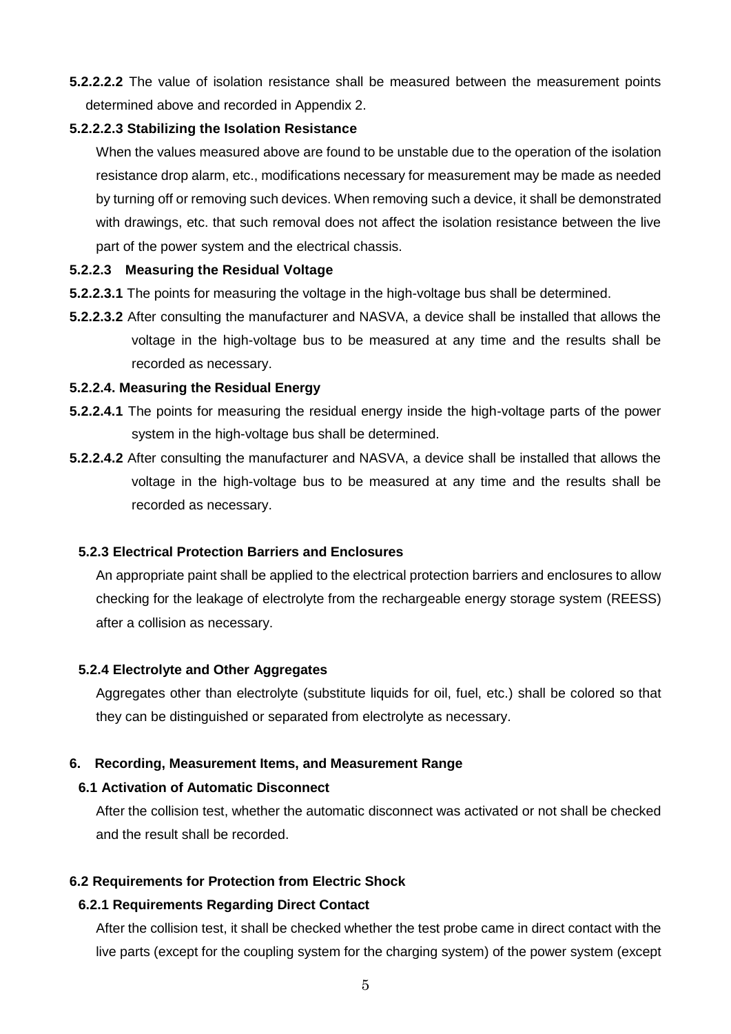**5.2.2.2.2** The value of isolation resistance shall be measured between the measurement points determined above and recorded in Appendix 2.

**5.2.2.2.3 Stabilizing the Isolation Resistance**

When the values measured above are found to be unstable due to the operation of the isolation resistance drop alarm, etc., modifications necessary for measurement may be made as needed by turning off or removing such devices. When removing such a device, it shall be demonstrated with drawings, etc. that such removal does not affect the isolation resistance between the live part of the power system and the electrical chassis.

**5.2.2.3 Measuring the Residual Voltage**

**5.2.2.3.1** The points for measuring the voltage in the high-voltage bus shall be determined.

**5.2.2.3.2** After consulting the manufacturer and NASVA, a device shall be installed that allows the voltage in the high-voltage bus to be measured at any time and the results shall be recorded as necessary.

**5.2.2.4. Measuring the Residual Energy**

**5.2.2.4.1** The points for measuring the residual energy inside the high-voltage parts of the power system in the high-voltage bus shall be determined.

**5.2.2.4.2** After consulting the manufacturer and NASVA, a device shall be installed that allows the voltage in the high-voltage bus to be measured at any time and the results shall be recorded as necessary.

**5.2.3 Electrical Protection Barriers and Enclosures**

An appropriate paint shall be applied to the electrical protection barriers and enclosures to allow checking for the leakage of electrolyte from the rechargeable energy storage system (REESS) after a collision as necessary.

**5.2.4 Electrolyte and Other Aggregates**

Aggregates other than electrolyte (substitute liquids for oil, fuel, etc.) shall be colored so that they can be distinguished or separated from electrolyte as necessary.

## 6. Recording, Measurement Items, and Measurement Range

### 6.1 Activation of Automatic Disconnect

After the collision test, whether the automatic disconnect was activated or not shall be checked and the result shall be recorded.

### 6.2 Requirements for Protection from Electric Shock

#### 6.2.1 Requirements Regarding Direct Contact

After the collision test, it shall be checked whether the test probe came in direct contact with the live parts (except for the coupling system for the charging system) of the power system (except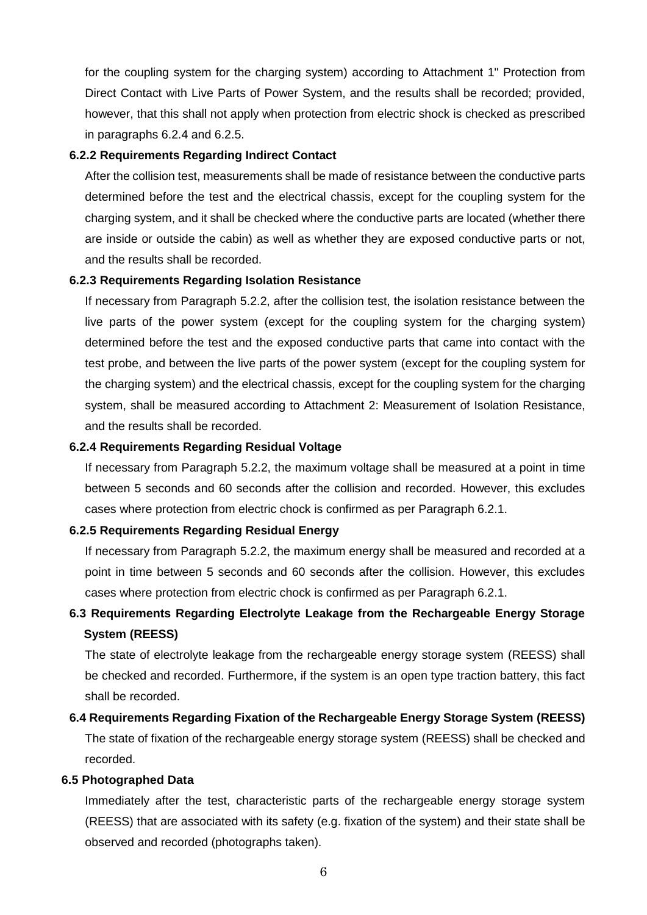for the coupling system for the charging system) according to Attachment 1" Protection from Direct Contact with Live Parts of Power System, and the results shall be recorded; provided, however, that this shall not apply when protection from electric shock is checked as prescribed in paragraphs 6.2.4 and 6.2.5.

#### 6.2.2 Requirements Regarding Indirect Contact

After the collision test, measurements shall be made of resistance between the conductive parts determined before the test and the electrical chassis, except for the coupling system for the charging system, and it shall be checked where the conductive parts are located (whether there are inside or outside the cabin) as well as whether they are exposed conductive parts or not, and the results shall be recorded.

#### 6.2.3 Requirements Regarding Isolation Resistance

If necessary from Paragraph 5.2.2, after the collision test, the isolation resistance between the live parts of the power system (except for the coupling system for the charging system) determined before the test and the exposed conductive parts that came into contact with the test probe, and between the live parts of the power system (except for the coupling system for the charging system) and the electrical chassis, except for the coupling system for the charging system, shall be measured according to Attachment 2: Measurement of Isolation Resistance, and the results shall be recorded.

#### 6.2.4 Requirements Regarding Residual Voltage

If necessary from Paragraph 5.2.2, the maximum voltage shall be measured at a point in time between 5 seconds and 60 seconds after the collision and recorded. However, this excludes cases where protection from electric chock is confirmed as per Paragraph 6.2.1.

#### 6.2.5 Requirements Regarding Residual Energy

If necessary from Paragraph 5.2.2, the maximum energy shall be measured and recorded at a point in time between 5 seconds and 60 seconds after the collision. However, this excludes cases where protection from electric chock is confirmed as per Paragraph 6.2.1.

### 6.3 Requirements Regarding Electrolyte Leakage from the Rechargeable Energy Storage System (REESS)

The state of electrolyte leakage from the rechargeable energy storage system (REESS) shall be checked and recorded. Furthermore, if the system is an open type traction battery, this fact shall be recorded.

### 6.4 Requirements Regarding Fixation of the Rechargeable Energy Storage System (REESS)

The state of fixation of the rechargeable energy storage system (REESS) shall be checked and recorded.

### 6.5 Photographed Data

Immediately after the test, characteristic parts of the rechargeable energy storage system (REESS) that are associated with its safety (e.g. fixation of the system) and their state shall be observed and recorded (photographs taken).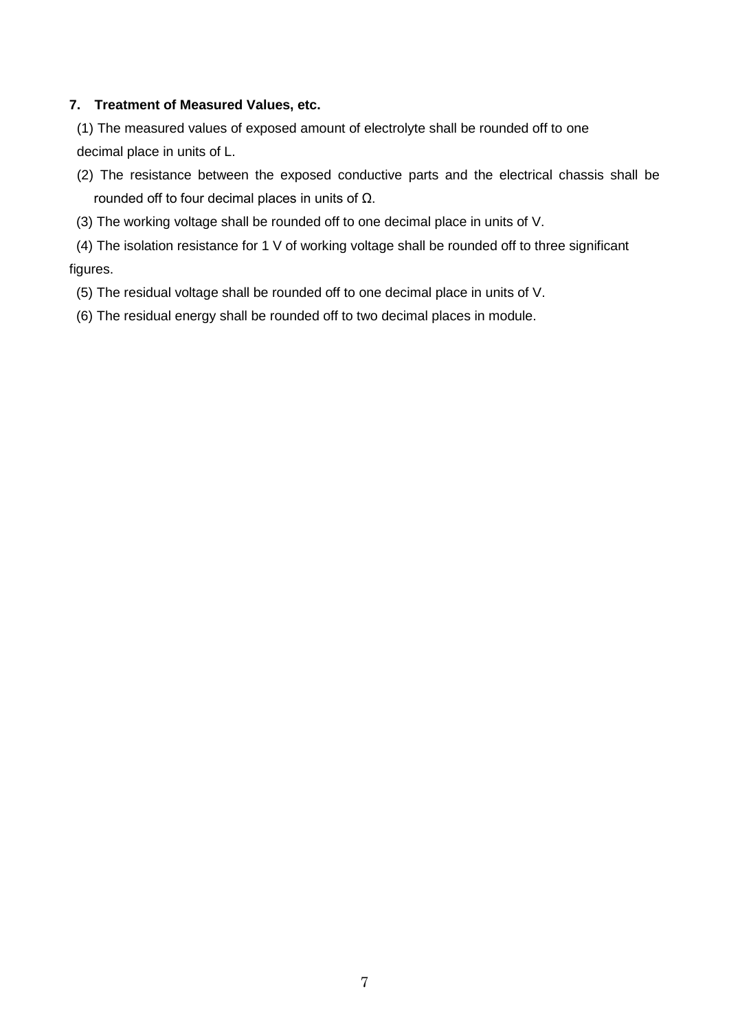## 7. Treatment of Measured Values, etc.

(1) The measured values of exposed amount of electrolyte shall be rounded off to one decimal place in units of L.

(2) The resistance between the exposed conductive parts and the electrical chassis shall be rounded off to four decimal places in units of Ω.

(3) The working voltage shall be rounded off to one decimal place in units of V.

(4) The isolation resistance for 1 V of working voltage shall be rounded off to three significant figures.

(5) The residual voltage shall be rounded off to one decimal place in units of V.

(6) The residual energy shall be rounded off to two decimal places in module.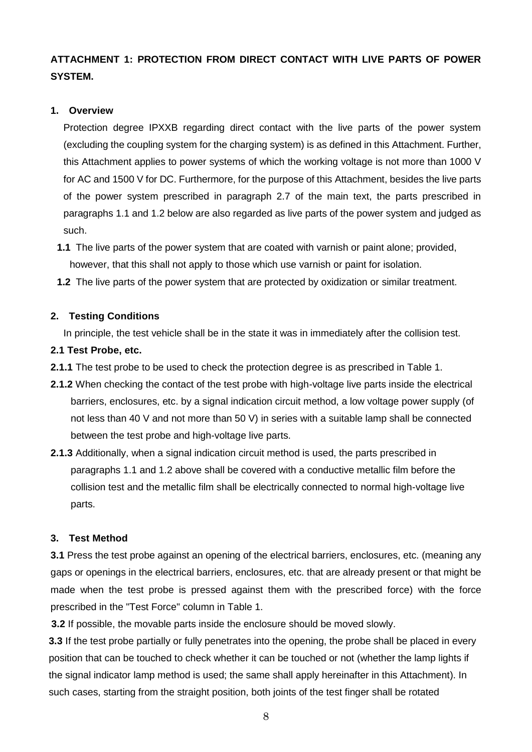## ATTACHMENT 1: PROTECTION FROM DIRECT CONTACT WITH LIVE PARTS OF POWER SYSTEM.

### 1. Overview

Protection degree IPXXB regarding direct contact with the live parts of the power system (excluding the coupling system for the charging system) is as defined in this Attachment. Further, this Attachment applies to power systems of which the working voltage is not more than 1000 V for AC and 1500 V for DC. Furthermore, for the purpose of this Attachment, besides the live parts of the power system prescribed in paragraph 2.7 of the main text, the parts prescribed in paragraphs 1.1 and 1.2 below are also regarded as live parts of the power system and judged as such.

**1.1** The live parts of the power system that are coated with varnish or paint alone; provided, however, that this shall not apply to those which use varnish or paint for isolation.

**1.2** The live parts of the power system that are protected by oxidization or similar treatment.

### 2. Testing Conditions

In principle, the test vehicle shall be in the state it was in immediately after the collision test.

**2.1 Test Probe, etc.**

**2.1.1** The test probe to be used to check the protection degree is as prescribed in Table 1.

**2.1.2** When checking the contact of the test probe with high-voltage live parts inside the electrical barriers, enclosures, etc. by a signal indication circuit method, a low voltage power supply (of not less than 40 V and not more than 50 V) in series with a suitable lamp shall be connected between the test probe and high-voltage live parts.

**2.1.3** Additionally, when a signal indication circuit method is used, the parts prescribed in paragraphs 1.1 and 1.2 above shall be covered with a conductive metallic film before the collision test and the metallic film shall be electrically connected to normal high-voltage live parts.

### 3. Test Method

**3.1** Press the test probe against an opening of the electrical barriers, enclosures, etc. (meaning any gaps or openings in the electrical barriers, enclosures, etc. that are already present or that might be made when the test probe is pressed against them with the prescribed force) with the force prescribed in the "Test Force" column in Table 1.

**3.2** If possible, the movable parts inside the enclosure should be moved slowly.

**3.3** If the test probe partially or fully penetrates into the opening, the probe shall be placed in every position that can be touched to check whether it can be touched or not (whether the lamp lights if the signal indicator lamp method is used; the same shall apply hereinafter in this Attachment). In such cases, starting from the straight position, both joints of the test finger shall be rotated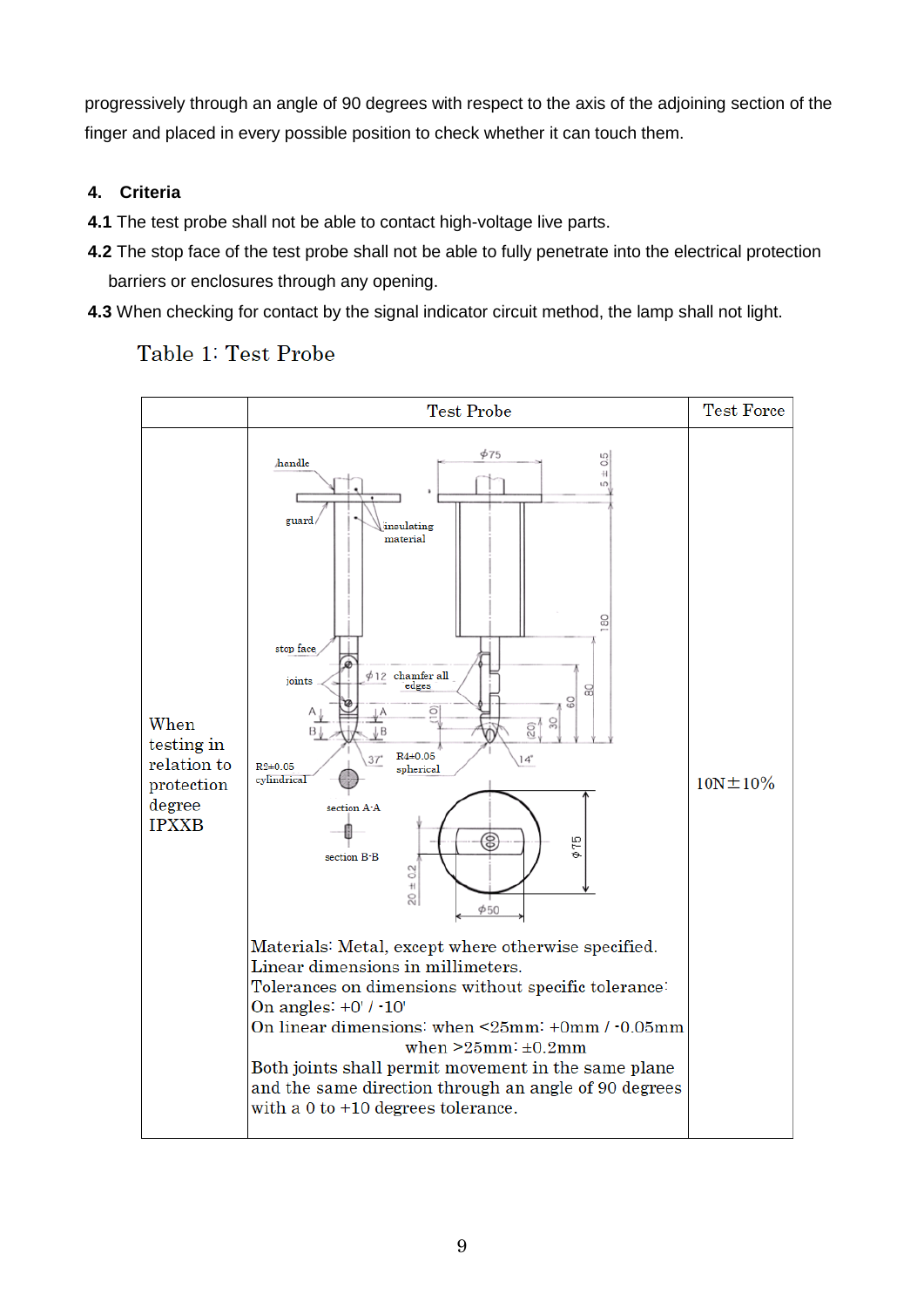progressively through an angle of 90 degrees with respect to the axis of the adjoining section of the finger and placed in every possible position to check whether it can touch them.

## 4. Criteria

**4.1** The test probe shall not be able to contact high-voltage live parts.

**4.2** The stop face of the test probe shall not be able to fully penetrate into the electrical protection barriers or enclosures through any opening.

**4.3** When checking for contact by the signal indicator circuit method, the lamp shall not light.

Table 1: Test Probe

| | Test Probe | Test Force |
|---|---|---|
| When testing in relation to protection degree IPXXB | Materials: Metal, except where otherwise specified.<br>Linear dimensions in millimeters.<br>Tolerances on dimensions without specific tolerance:<br>On angles: +0' / -10'<br>On linear dimensions: when <25mm: +0mm / -0.05mm<br>when >25mm: ±0.2mm<br>Both joints shall permit movement in the same plane and the same direction through an angle of 90 degrees with a 0 to +10 degrees tolerance. | 10N±10% |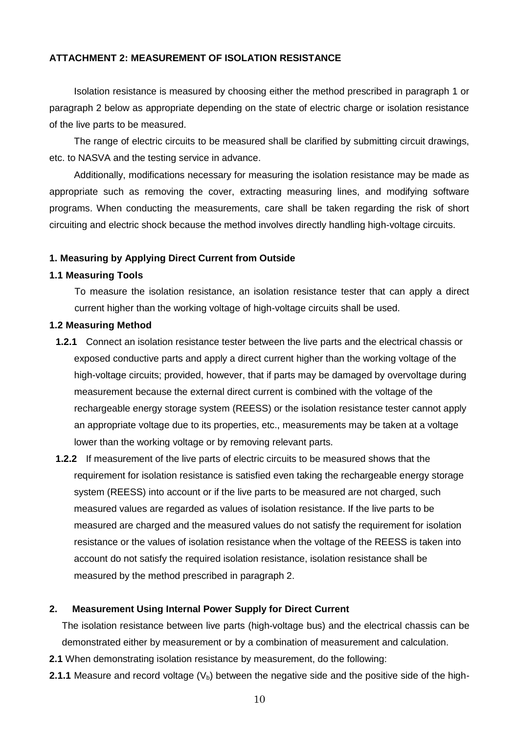**ATTACHMENT 2: MEASUREMENT OF ISOLATION RESISTANCE**

Isolation resistance is measured by choosing either the method prescribed in paragraph 1 or paragraph 2 below as appropriate depending on the state of electric charge or isolation resistance of the live parts to be measured.

The range of electric circuits to be measured shall be clarified by submitting circuit drawings, etc. to NASVA and the testing service in advance.

Additionally, modifications necessary for measuring the isolation resistance may be made as appropriate such as removing the cover, extracting measuring lines, and modifying software programs. When conducting the measurements, care shall be taken regarding the risk of short circuiting and electric shock because the method involves directly handling high-voltage circuits.

**1. Measuring by Applying Direct Current from Outside**

**1.1 Measuring Tools**

To measure the isolation resistance, an isolation resistance tester that can apply a direct current higher than the working voltage of high-voltage circuits shall be used.

**1.2 Measuring Method**

**1.2.1** Connect an isolation resistance tester between the live parts and the electrical chassis or exposed conductive parts and apply a direct current higher than the working voltage of the high-voltage circuits; provided, however, that if parts may be damaged by overvoltage during measurement because the external direct current is combined with the voltage of the rechargeable energy storage system (REESS) or the isolation resistance tester cannot apply an appropriate voltage due to its properties, etc., measurements may be taken at a voltage lower than the working voltage or by removing relevant parts.

**1.2.2** If measurement of the live parts of electric circuits to be measured shows that the requirement for isolation resistance is satisfied even taking the rechargeable energy storage system (REESS) into account or if the live parts to be measured are not charged, such measured values are regarded as values of isolation resistance. If the live parts to be measured are charged and the measured values do not satisfy the requirement for isolation resistance or the values of isolation resistance when the voltage of the REESS is taken into account do not satisfy the required isolation resistance, isolation resistance shall be measured by the method prescribed in paragraph 2.

**2. Measurement Using Internal Power Supply for Direct Current**

The isolation resistance between live parts (high-voltage bus) and the electrical chassis can be demonstrated either by measurement or by a combination of measurement and calculation.

**2.1** When demonstrating isolation resistance by measurement, do the following:

**2.1.1** Measure and record voltage ($V_b$) between the negative side and the positive side of the high-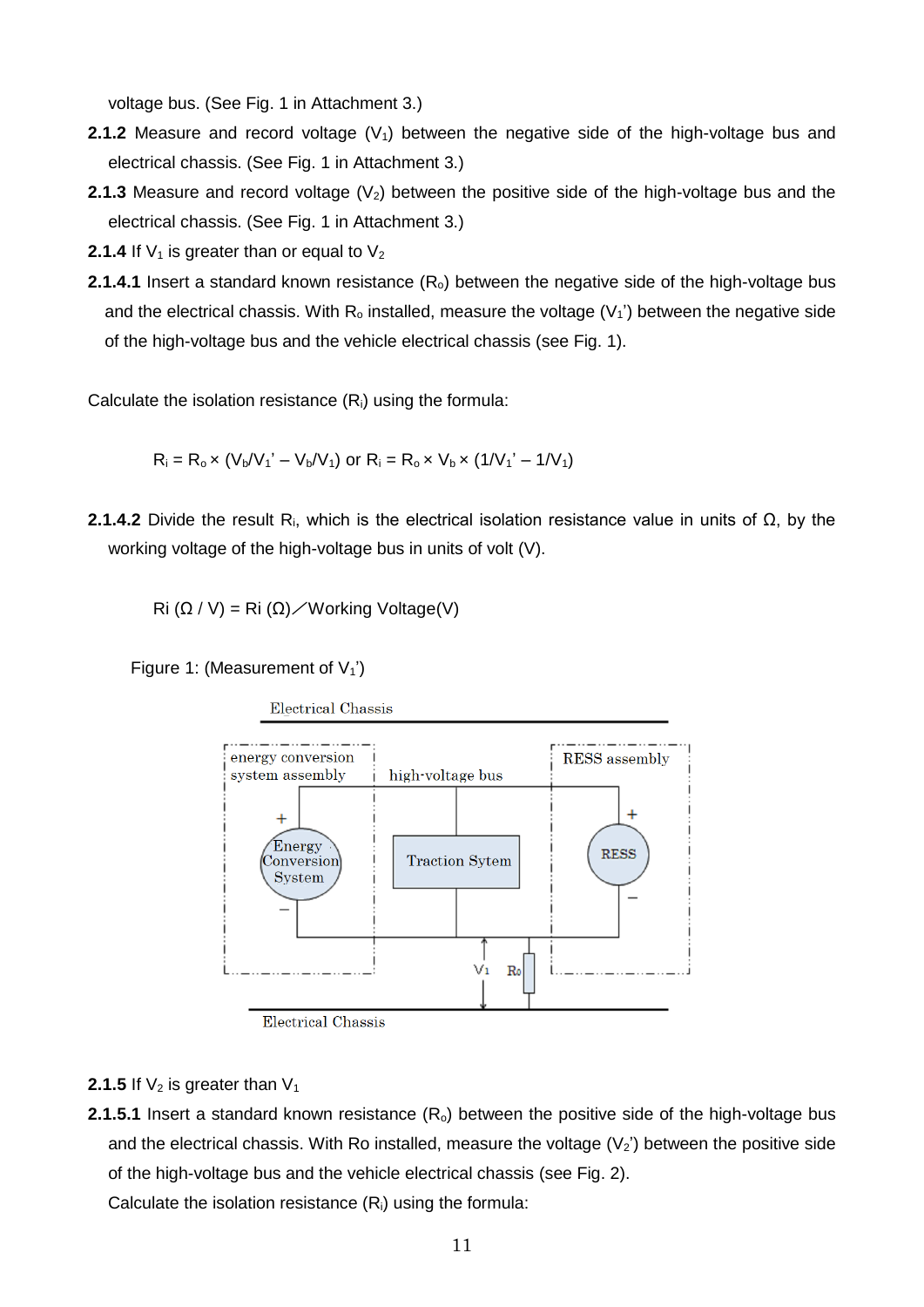voltage bus. (See Fig. 1 in Attachment 3.)

**2.1.2** Measure and record voltage ($V_1$) between the negative side of the high-voltage bus and electrical chassis. (See Fig. 1 in Attachment 3.)

**2.1.3** Measure and record voltage ($V_2$) between the positive side of the high-voltage bus and the electrical chassis. (See Fig. 1 in Attachment 3.)

**2.1.4** If $V_1$ is greater than or equal to $V_2$

**2.1.4.1** Insert a standard known resistance ($R_o$) between the negative side of the high-voltage bus and the electrical chassis. With $R_o$ installed, measure the voltage ($V_1'$) between the negative side of the high-voltage bus and the vehicle electrical chassis (see Fig. 1).

Calculate the isolation resistance ($R_i$) using the formula:

$$R_i = R_o \times (V_b/V_1' - V_b/V_1) \text{ or } R_i = R_o \times V_b \times (1/V_1' - 1/V_1)$$

**2.1.4.2** Divide the result $R_i$, which is the electrical isolation resistance value in units of Ω, by the working voltage of the high-voltage bus in units of volt (V).

$$Ri\ (\Omega / V) = Ri\ (\Omega) / \text{Working Voltage(V)}$$

Figure 1: (Measurement of $V_1'$)

**2.1.5** If $V_2$ is greater than $V_1$

**2.1.5.1** Insert a standard known resistance ($R_o$) between the positive side of the high-voltage bus and the electrical chassis. With Ro installed, measure the voltage ($V_2'$) between the positive side of the high-voltage bus and the vehicle electrical chassis (see Fig. 2).

Calculate the isolation resistance ($R_i$) using the formula: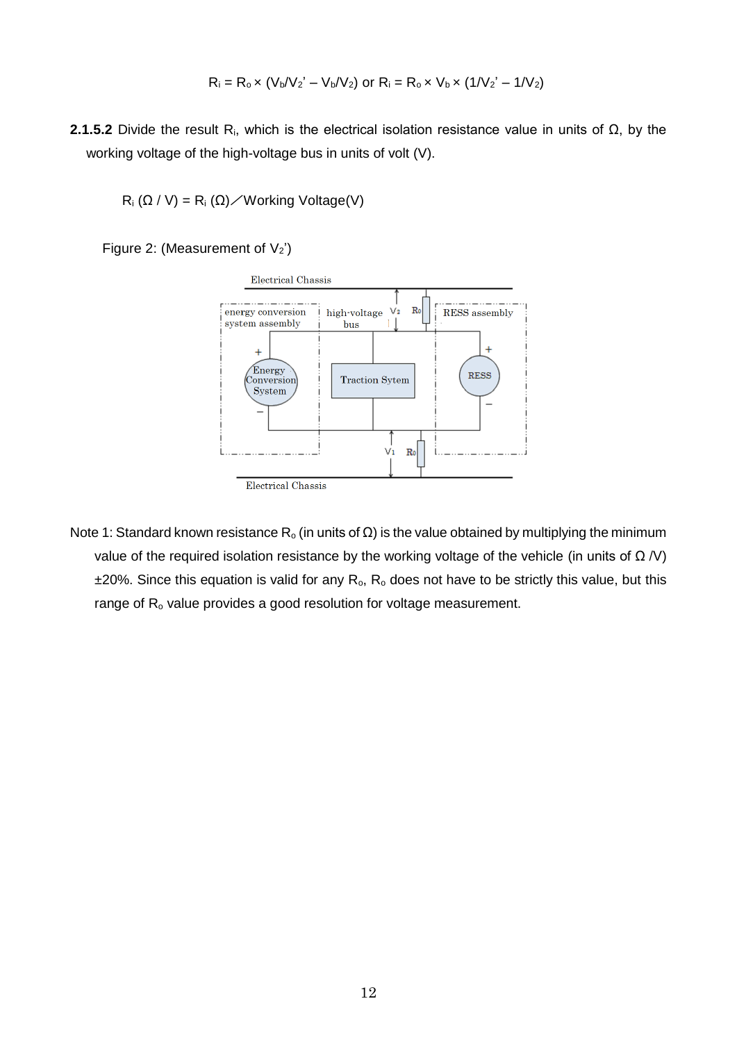$$R_i = R_o \times (V_b/V_2' - V_b/V_2) \text{ or } R_i = R_o \times V_b \times (1/V_2' - 1/V_2)$$

**2.1.5.2** Divide the result $R_i$, which is the electrical isolation resistance value in units of Ω, by the working voltage of the high-voltage bus in units of volt (V).

$$R_i\ (\Omega / V) = R_i\ (\Omega) ／ \text{Working Voltage(V)}$$

Figure 2: (Measurement of $V_2$')

Note 1: Standard known resistance $R_o$ (in units of Ω) is the value obtained by multiplying the minimum value of the required isolation resistance by the working voltage of the vehicle (in units of Ω /V) ±20%. Since this equation is valid for any $R_o$, $R_o$ does not have to be strictly this value, but this range of $R_o$ value provides a good resolution for voltage measurement.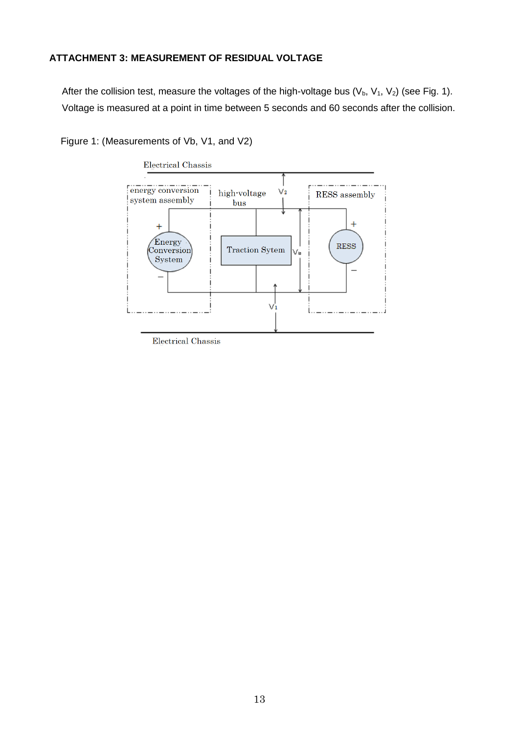## ATTACHMENT 3: MEASUREMENT OF RESIDUAL VOLTAGE

After the collision test, measure the voltages of the high-voltage bus ($V_b$, $V_1$, $V_2$) (see Fig. 1). Voltage is measured at a point in time between 5 seconds and 60 seconds after the collision.

Figure 1: (Measurements of Vb, V1, and V2)

Electrical Chassis

energy conversion system assembly

high-voltage bus

$V_2$

RESS assembly

Energy Conversion System

Traction Sytem

$V_b$

RESS

$V_1$

Electrical Chassis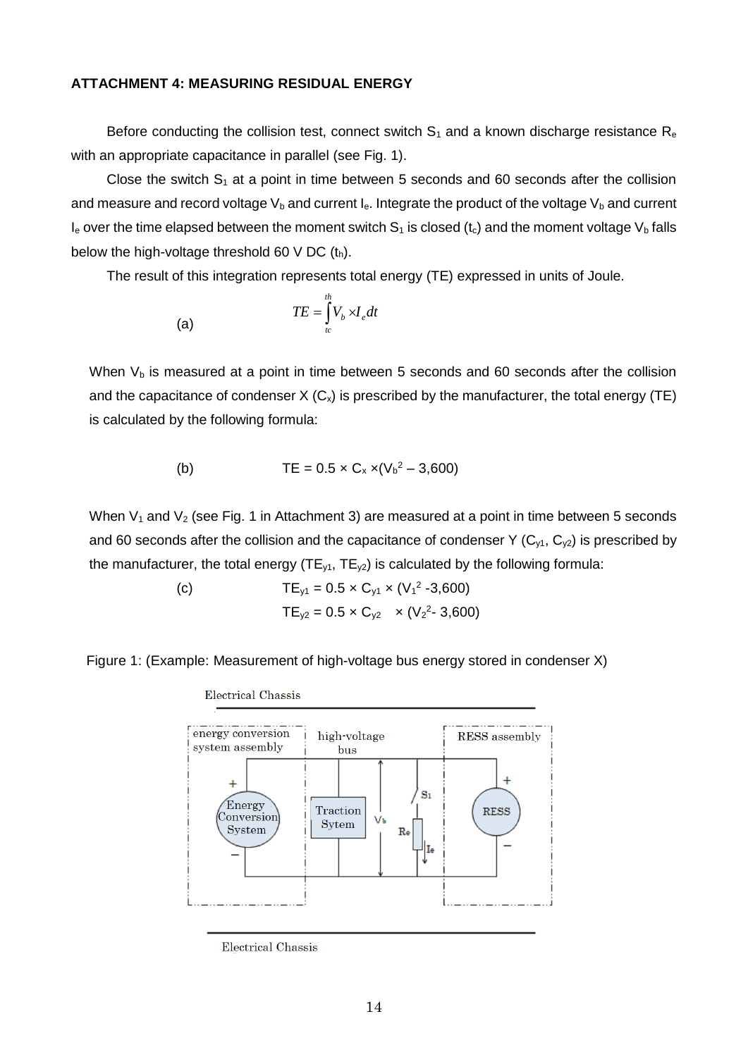**ATTACHMENT 4: MEASURING RESIDUAL ENERGY**

Before conducting the collision test, connect switch $S_1$ and a known discharge resistance $R_e$ with an appropriate capacitance in parallel (see Fig. 1).

Close the switch $S_1$ at a point in time between 5 seconds and 60 seconds after the collision and measure and record voltage $V_b$ and current $I_e$. Integrate the product of the voltage $V_b$ and current $I_e$ over the time elapsed between the moment switch $S_1$ is closed ($t_c$) and the moment voltage $V_b$ falls below the high-voltage threshold 60 V DC ($t_h$).

The result of this integration represents total energy (TE) expressed in units of Joule.

(a)
$$TE = \int_{tc}^{th} V_b \times I_e dt$$

When $V_b$ is measured at a point in time between 5 seconds and 60 seconds after the collision and the capacitance of condenser X ($C_x$) is prescribed by the manufacturer, the total energy (TE) is calculated by the following formula:

(b)
$$TE = 0.5 \times C_x \times (V_b^2 - 3{,}600)$$

When $V_1$ and $V_2$ (see Fig. 1 in Attachment 3) are measured at a point in time between 5 seconds and 60 seconds after the collision and the capacitance of condenser Y ($C_{y1}$, $C_{y2}$) is prescribed by the manufacturer, the total energy ($TE_{y1}$, $TE_{y2}$) is calculated by the following formula:

(c)
$$TE_{y1} = 0.5 \times C_{y1} \times (V_1^2 - 3{,}600)$$
$$TE_{y2} = 0.5 \times C_{y2} \times (V_2^2 - 3{,}600)$$

Figure 1: (Example: Measurement of high-voltage bus energy stored in condenser X)

Electrical Chassis

energy conversion system assembly | high-voltage bus | RESS assembly

Energy Conversion System | Traction Sytem | $V_b$ | $S_1$ | $R_e$ | $I_e$ | RESS

Electrical Chassis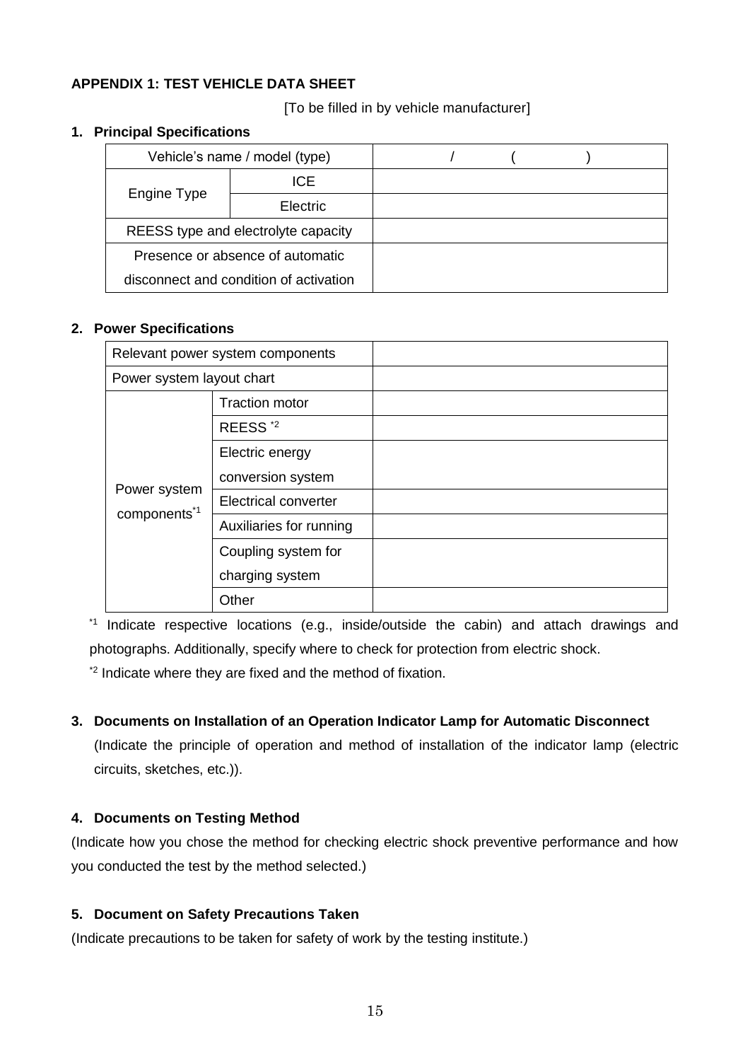**APPENDIX 1: TEST VEHICLE DATA SHEET**

[To be filled in by vehicle manufacturer]

**1. Principal Specifications**

| Vehicle's name / model (type) | | / ( ) |
|---|---|---|
| Engine Type | ICE | |
| | Electric | |
| REESS type and electrolyte capacity | | |
| Presence or absence of automatic disconnect and condition of activation | | |

**2. Power Specifications**

| Relevant power system components | | |
|---|---|---|
| Power system layout chart | | |
| Power system components[*1] | Traction motor | |
| | REESS [*2] | |
| | Electric energy conversion system | |
| | Electrical converter | |
| | Auxiliaries for running | |
| | Coupling system for charging system | |
| | Other | |

[*1] Indicate respective locations (e.g., inside/outside the cabin) and attach drawings and photographs. Additionally, specify where to check for protection from electric shock.

[*2] Indicate where they are fixed and the method of fixation.

**3. Documents on Installation of an Operation Indicator Lamp for Automatic Disconnect**

(Indicate the principle of operation and method of installation of the indicator lamp (electric circuits, sketches, etc.)).

**4. Documents on Testing Method**

(Indicate how you chose the method for checking electric shock preventive performance and how you conducted the test by the method selected.)

**5. Document on Safety Precautions Taken**

(Indicate precautions to be taken for safety of work by the testing institute.)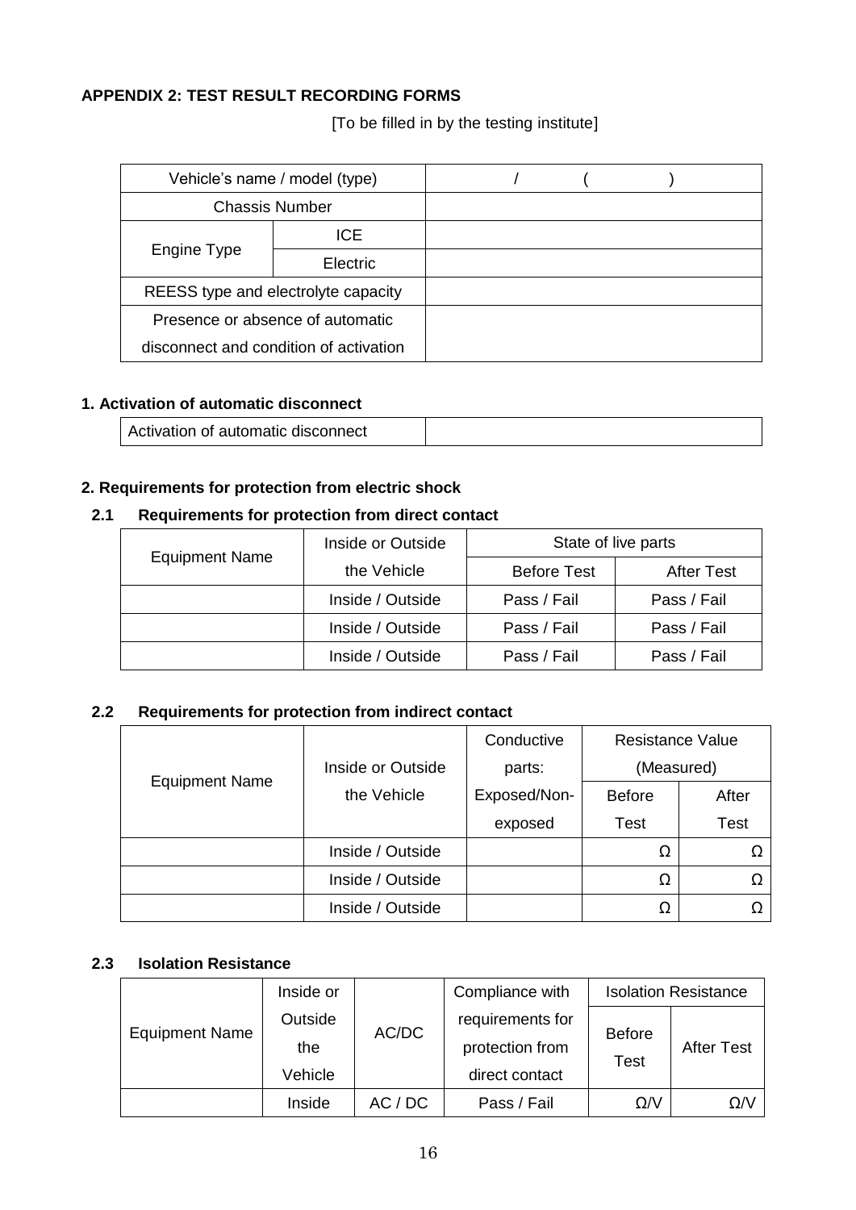## APPENDIX 2: TEST RESULT RECORDING FORMS

[To be filled in by the testing institute]

| Vehicle's name / model (type) | | / ( ) |
|---|---|---|
| Chassis Number | | |
| Engine Type | ICE | |
| | Electric | |
| REESS type and electrolyte capacity | | |
| Presence or absence of automatic disconnect and condition of activation | | |

### 1. Activation of automatic disconnect

| Activation of automatic disconnect | |
|---|---|

### 2. Requirements for protection from electric shock

#### 2.1 Requirements for protection from direct contact

| Equipment Name | Inside or Outside the Vehicle | State of live parts | |
|---|---|---|---|
| | | Before Test | After Test |
| | Inside / Outside | Pass / Fail | Pass / Fail |
| | Inside / Outside | Pass / Fail | Pass / Fail |
| | Inside / Outside | Pass / Fail | Pass / Fail |

#### 2.2 Requirements for protection from indirect contact

| Equipment Name | Inside or Outside the Vehicle | Conductive parts: Exposed/Non-exposed | Resistance Value (Measured) | |
|---|---|---|---|---|
| | | | Before Test | After Test |
| | Inside / Outside | | Ω | Ω |
| | Inside / Outside | | Ω | Ω |
| | Inside / Outside | | Ω | Ω |

#### 2.3 Isolation Resistance

| Equipment Name | Inside or Outside the Vehicle | AC/DC | Compliance with requirements for protection from direct contact | Isolation Resistance | |
|---|---|---|---|---|---|
| | | | | Before Test | After Test |
| | Inside | AC / DC | Pass / Fail | Ω/V | Ω/V |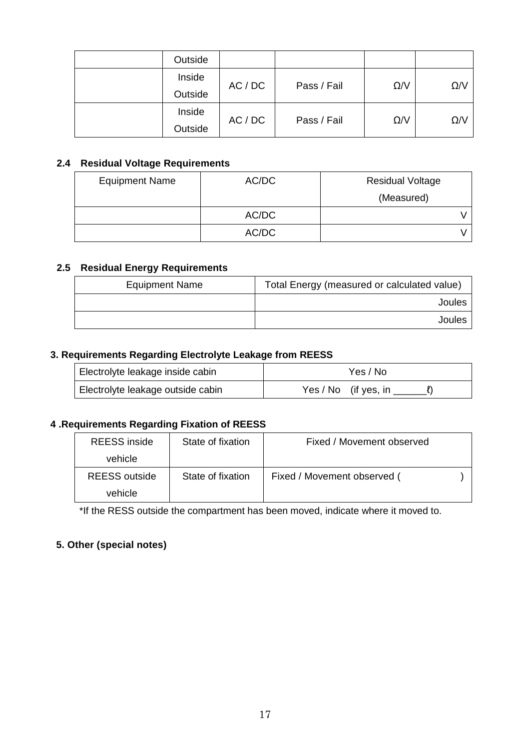| | | | | | |
|---|---|---|---|---|---|
| | Outside | | | | |
| | Inside<br>Outside | AC / DC | Pass / Fail | Ω/V | Ω/V |
| | Inside<br>Outside | AC / DC | Pass / Fail | Ω/V | Ω/V |

### 2.4 Residual Voltage Requirements

| Equipment Name | AC/DC | Residual Voltage (Measured) |
|---|---|---|
| | AC/DC | V |
| | AC/DC | V |

### 2.5 Residual Energy Requirements

| Equipment Name | Total Energy (measured or calculated value) |
|---|---|
| | Joules |
| | Joules |

## 3. Requirements Regarding Electrolyte Leakage from REESS

| | |
|---|---|
| Electrolyte leakage inside cabin | Yes / No |
| Electrolyte leakage outside cabin | Yes / No (if yes, in ______ℓ) |

## 4 .Requirements Regarding Fixation of REESS

| | | |
|---|---|---|
| REESS inside vehicle | State of fixation | Fixed / Movement observed |
| REESS outside vehicle | State of fixation | Fixed / Movement observed ( ) |

*If the RESS outside the compartment has been moved, indicate where it moved to.

## 5. Other (special notes)